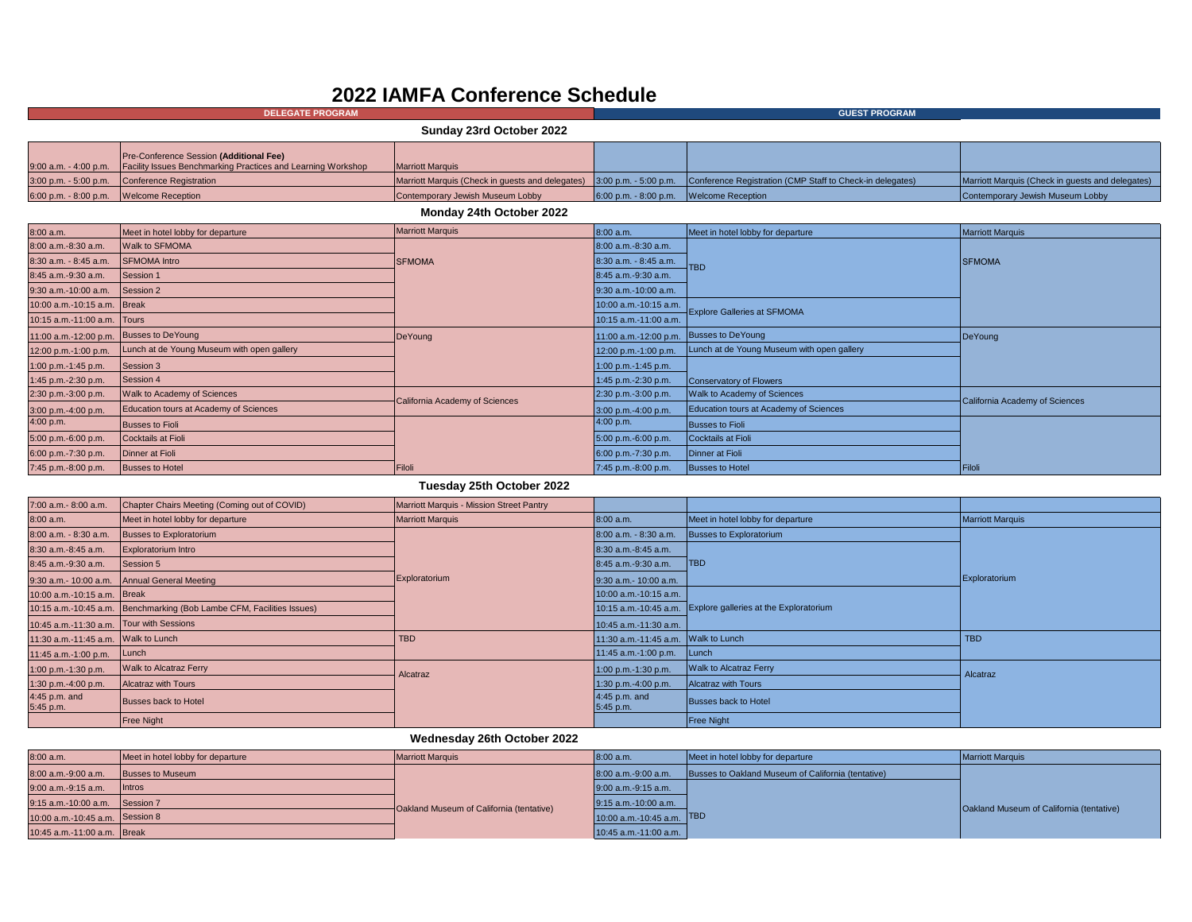# 2022 IAMFA Conference Schedule

| DELEGATE PROGRAM | | | GUEST PROGRAM | | |
|---|---|---|---|---|---|
| **Sunday 23rd October 2022** | | | | | |
| 9:00 a.m. - 4:00 p.m. | Pre-Conference Session **(Additional Fee)** Facility Issues Benchmarking Practices and Learning Workshop | Marriott Marquis | | | |
| 3:00 p.m. - 5:00 p.m. | Conference Registration | Marriott Marquis (Check in guests and delegates) | 3:00 p.m. - 5:00 p.m. | Conference Registration (CMP Staff to Check-in delegates) | Marriott Marquis (Check in guests and delegates) |
| 6:00 p.m. - 8:00 p.m. | Welcome Reception | Contemporary Jewish Museum Lobby | 6:00 p.m. - 8:00 p.m. | Welcome Reception | Contemporary Jewish Museum Lobby |
| **Monday 24th October 2022** | | | | | |
| 8:00 a.m. | Meet in hotel lobby for departure | Marriott Marquis | 8:00 a.m. | Meet in hotel lobby for departure | Marriott Marquis |
| 8:00 a.m.-8:30 a.m. | Walk to SFMOMA | SFMOMA | 8:00 a.m.-8:30 a.m. | | SFMOMA |
| 8:30 a.m. - 8:45 a.m. | SFMOMA Intro | | 8:30 a.m. - 8:45 a.m. | TBD | |
| 8:45 a.m.-9:30 a.m. | Session 1 | | 8:45 a.m.-9:30 a.m. | | |
| 9:30 a.m.-10:00 a.m. | Session 2 | | 9:30 a.m.-10:00 a.m. | | |
| 10:00 a.m.-10:15 a.m. | Break | | 10:00 a.m.-10:15 a.m. | Explore Galleries at SFMOMA | |
| 10:15 a.m.-11:00 a.m. | Tours | | 10:15 a.m.-11:00 a.m. | | |
| 11:00 a.m.-12:00 p.m. | Busses to DeYoung | DeYoung | 11:00 a.m.-12:00 p.m. | Busses to DeYoung | DeYoung |
| 12:00 p.m.-1:00 p.m. | Lunch at de Young Museum with open gallery | | 12:00 p.m.-1:00 p.m. | Lunch at de Young Museum with open gallery | |
| 1:00 p.m.-1:45 p.m. | Session 3 | | 1:00 p.m.-1:45 p.m. | Conservatory of Flowers | |
| 1:45 p.m.-2:30 p.m. | Session 4 | | 1:45 p.m.-2:30 p.m. | | |
| 2:30 p.m.-3:00 p.m. | Walk to Academy of Sciences | California Academy of Sciences | 2:30 p.m.-3:00 p.m. | Walk to Academy of Sciences | California Academy of Sciences |
| 3:00 p.m.-4:00 p.m. | Education tours at Academy of Sciences | | 3:00 p.m.-4:00 p.m. | Education tours at Academy of Sciences | |
| 4:00 p.m. | Busses to Fioli | Filoli | 4:00 p.m. | Busses to Fioli | Filoli |
| 5:00 p.m.-6:00 p.m. | Cocktails at Fioli | | 5:00 p.m.-6:00 p.m. | Cocktails at Fioli | |
| 6:00 p.m.-7:30 p.m. | Dinner at Fioli | | 6:00 p.m.-7:30 p.m. | Dinner at Fioli | |
| 7:45 p.m.-8:00 p.m. | Busses to Hotel | | 7:45 p.m.-8:00 p.m. | Busses to Hotel | |
| **Tuesday 25th October 2022** | | | | | |
| 7:00 a.m.- 8:00 a.m. | Chapter Chairs Meeting (Coming out of COVID) | Marriott Marquis - Mission Street Pantry | | | |
| 8:00 a.m. | Meet in hotel lobby for departure | Marriott Marquis | 8:00 a.m. | Meet in hotel lobby for departure | Marriott Marquis |
| 8:00 a.m. - 8:30 a.m. | Busses to Exploratorium | Exploratorium | 8:00 a.m. - 8:30 a.m. | Busses to Exploratorium | Exploratorium |
| 8:30 a.m.-8:45 a.m. | Exploratorium Intro | | 8:30 a.m.-8:45 a.m. | TBD | |
| 8:45 a.m.-9:30 a.m. | Session 5 | | 8:45 a.m.-9:30 a.m. | | |
| 9:30 a.m.- 10:00 a.m. | Annual General Meeting | | 9:30 a.m.- 10:00 a.m. | | |
| 10:00 a.m.-10:15 a.m. | Break | | 10:00 a.m.-10:15 a.m. | Explore galleries at the Exploratorium | |
| 10:15 a.m.-10:45 a.m. | Benchmarking (Bob Lambe CFM, Facilities Issues) | | 10:15 a.m.-10:45 a.m. | | |
| 10:45 a.m.-11:30 a.m. | Tour with Sessions | | 10:45 a.m.-11:30 a.m. | | |
| 11:30 a.m.-11:45 a.m. | Walk to Lunch | TBD | 11:30 a.m.-11:45 a.m. | Walk to Lunch | TBD |
| 11:45 a.m.-1:00 p.m. | Lunch | | 11:45 a.m.-1:00 p.m. | Lunch | |
| 1:00 p.m.-1:30 p.m. | Walk to Alcatraz Ferry | Alcatraz | 1:00 p.m.-1:30 p.m. | Walk to Alcatraz Ferry | Alcatraz |
| 1:30 p.m.-4:00 p.m. | Alcatraz with Tours | | 1:30 p.m.-4:00 p.m. | Alcatraz with Tours | |
| 4:45 p.m. and 5:45 p.m. | Busses back to Hotel | | 4:45 p.m. and 5:45 p.m. | Busses back to Hotel | |
| | Free Night | | | Free Night | |
| **Wednesday 26th October 2022** | | | | | |
| 8:00 a.m. | Meet in hotel lobby for departure | Marriott Marquis | 8:00 a.m. | Meet in hotel lobby for departure | Marriott Marquis |
| 8:00 a.m.-9:00 a.m. | Busses to Museum | Oakland Museum of California (tentative) | 8:00 a.m.-9:00 a.m. | Busses to Oakland Museum of California (tentative) | Oakland Museum of California (tentative) |
| 9:00 a.m.-9:15 a.m. | Intros | | 9:00 a.m.-9:15 a.m. | TBD | |
| 9:15 a.m.-10:00 a.m. | Session 7 | | 9:15 a.m.-10:00 a.m. | | |
| 10:00 a.m.-10:45 a.m. | Session 8 | | 10:00 a.m.-10:45 a.m. | | |
| 10:45 a.m.-11:00 a.m. | Break | | 10:45 a.m.-11:00 a.m. | | |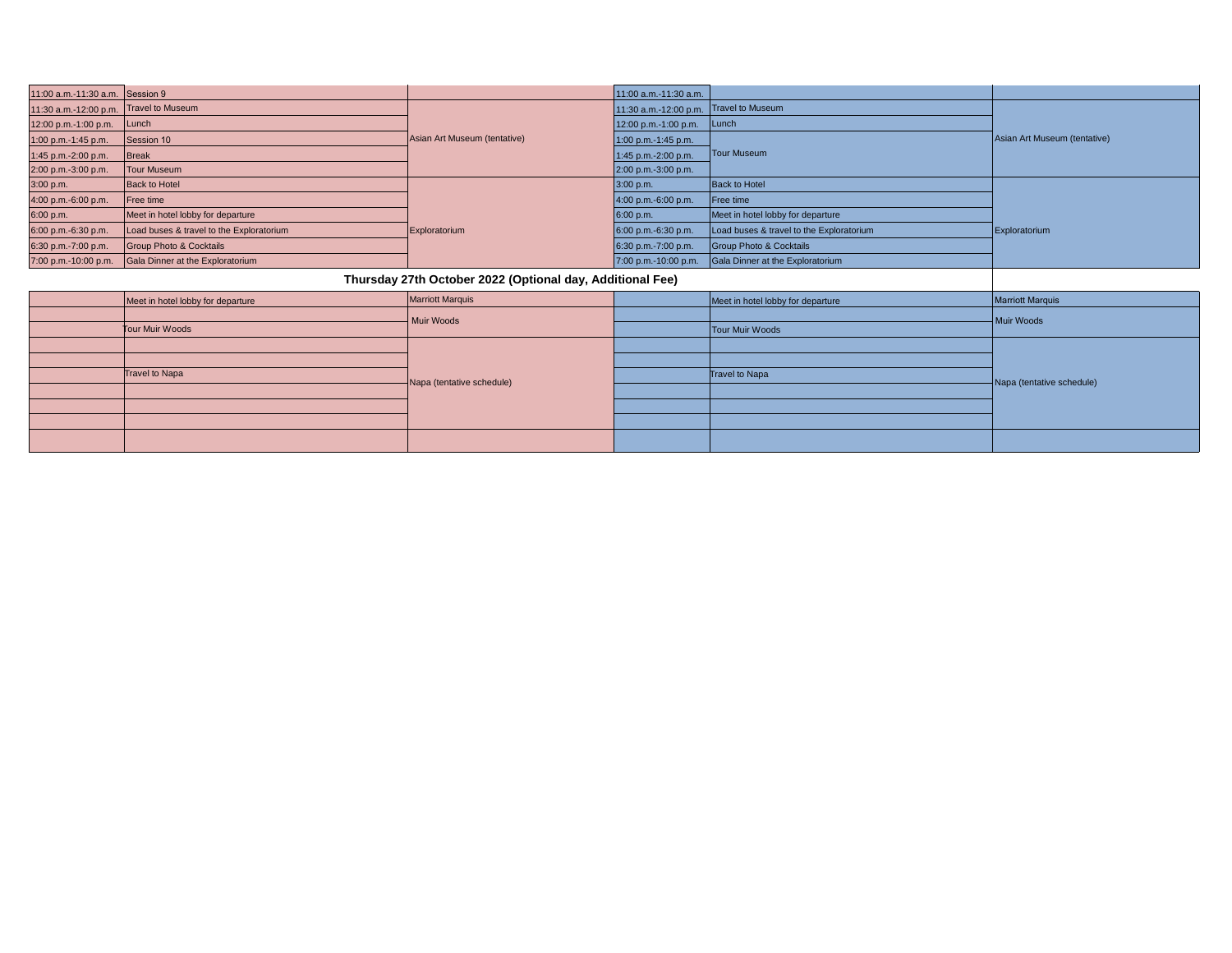| | | | | | |
|---|---|---|---|---|---|
| 11:00 a.m.-11:30 a.m. | Session 9 | | 11:00 a.m.-11:30 a.m. | | |
| 11:30 a.m.-12:00 p.m. | Travel to Museum | Asian Art Museum (tentative) | 11:30 a.m.-12:00 p.m. | Travel to Museum | Asian Art Museum (tentative) |
| 12:00 p.m.-1:00 p.m. | Lunch | | 12:00 p.m.-1:00 p.m. | Lunch | |
| 1:00 p.m.-1:45 p.m. | Session 10 | | 1:00 p.m.-1:45 p.m. | Tour Museum | |
| 1:45 p.m.-2:00 p.m. | Break | | 1:45 p.m.-2:00 p.m. | | |
| 2:00 p.m.-3:00 p.m. | Tour Museum | | 2:00 p.m.-3:00 p.m. | | |
| 3:00 p.m. | Back to Hotel | Exploratorium | 3:00 p.m. | Back to Hotel | Exploratorium |
| 4:00 p.m.-6:00 p.m. | Free time | | 4:00 p.m.-6:00 p.m. | Free time | |
| 6:00 p.m. | Meet in hotel lobby for departure | | 6:00 p.m. | Meet in hotel lobby for departure | |
| 6:00 p.m.-6:30 p.m. | Load buses & travel to the Exploratorium | | 6:00 p.m.-6:30 p.m. | Load buses & travel to the Exploratorium | |
| 6:30 p.m.-7:00 p.m. | Group Photo & Cocktails | | 6:30 p.m.-7:00 p.m. | Group Photo & Cocktails | |
| 7:00 p.m.-10:00 p.m. | Gala Dinner at the Exploratorium | | 7:00 p.m.-10:00 p.m. | Gala Dinner at the Exploratorium | |

**Thursday 27th October 2022 (Optional day, Additional Fee)**

| | | | | | |
|---|---|---|---|---|---|
| | Meet in hotel lobby for departure | Marriott Marquis | | Meet in hotel lobby for departure | Marriott Marquis |
| | | Muir Woods | | | Muir Woods |
| | Tour Muir Woods | | | Tour Muir Woods | |
| | | Napa (tentative schedule) | | | Napa (tentative schedule) |
| | | | | | |
| | Travel to Napa | | | Travel to Napa | |
| | | | | | |
| | | | | | |
| | | | | | |
| | | | | | |